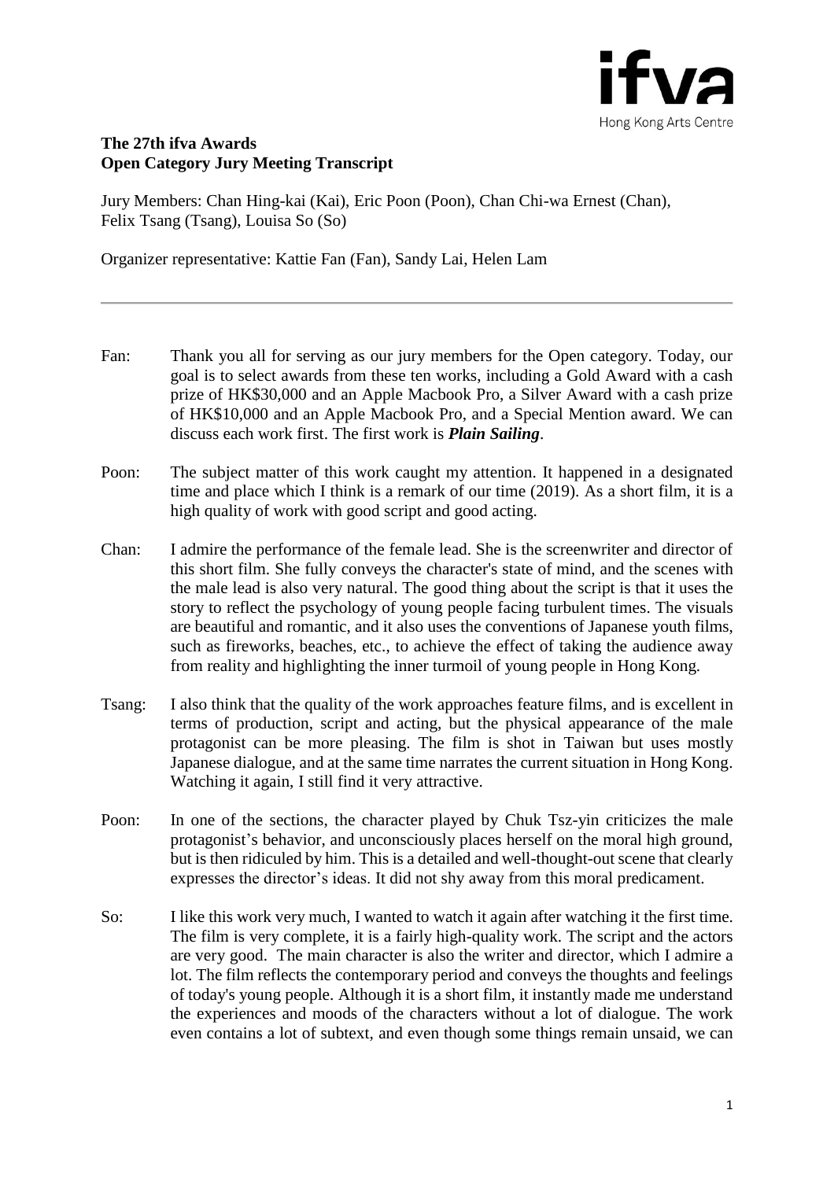**The 27th ifva Awards**
**Open Category Jury Meeting Transcript**

Jury Members: Chan Hing-kai (Kai), Eric Poon (Poon), Chan Chi-wa Ernest (Chan), Felix Tsang (Tsang), Louisa So (So)

Organizer representative: Kattie Fan (Fan), Sandy Lai, Helen Lam

---

Fan: Thank you all for serving as our jury members for the Open category. Today, our goal is to select awards from these ten works, including a Gold Award with a cash prize of HK$30,000 and an Apple Macbook Pro, a Silver Award with a cash prize of HK$10,000 and an Apple Macbook Pro, and a Special Mention award. We can discuss each work first. The first work is ***Plain Sailing***.

Poon: The subject matter of this work caught my attention. It happened in a designated time and place which I think is a remark of our time (2019). As a short film, it is a high quality of work with good script and good acting.

Chan: I admire the performance of the female lead. She is the screenwriter and director of this short film. She fully conveys the character's state of mind, and the scenes with the male lead is also very natural. The good thing about the script is that it uses the story to reflect the psychology of young people facing turbulent times. The visuals are beautiful and romantic, and it also uses the conventions of Japanese youth films, such as fireworks, beaches, etc., to achieve the effect of taking the audience away from reality and highlighting the inner turmoil of young people in Hong Kong.

Tsang: I also think that the quality of the work approaches feature films, and is excellent in terms of production, script and acting, but the physical appearance of the male protagonist can be more pleasing. The film is shot in Taiwan but uses mostly Japanese dialogue, and at the same time narrates the current situation in Hong Kong. Watching it again, I still find it very attractive.

Poon: In one of the sections, the character played by Chuk Tsz-yin criticizes the male protagonist's behavior, and unconsciously places herself on the moral high ground, but is then ridiculed by him. This is a detailed and well-thought-out scene that clearly expresses the director's ideas. It did not shy away from this moral predicament.

So: I like this work very much, I wanted to watch it again after watching it the first time. The film is very complete, it is a fairly high-quality work. The script and the actors are very good. The main character is also the writer and director, which I admire a lot. The film reflects the contemporary period and conveys the thoughts and feelings of today's young people. Although it is a short film, it instantly made me understand the experiences and moods of the characters without a lot of dialogue. The work even contains a lot of subtext, and even though some things remain unsaid, we can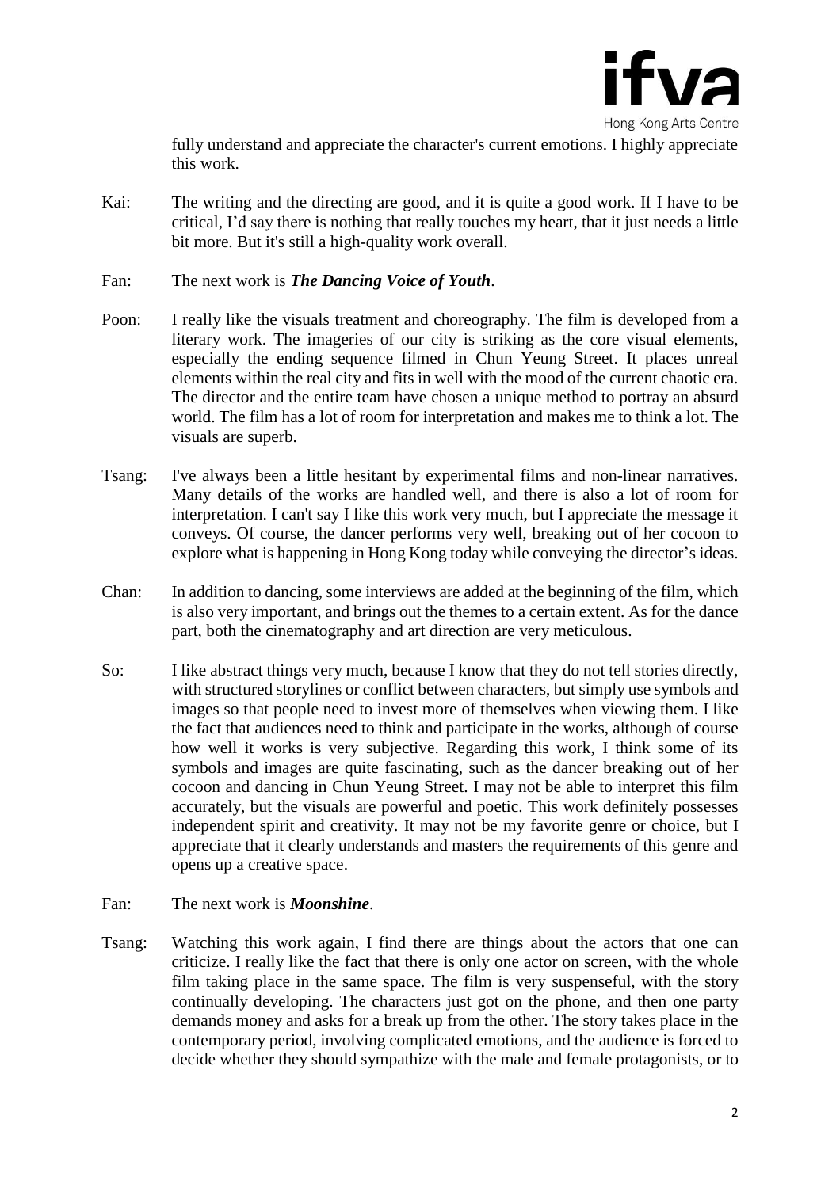fully understand and appreciate the character's current emotions. I highly appreciate this work.

Kai: The writing and the directing are good, and it is quite a good work. If I have to be critical, I’d say there is nothing that really touches my heart, that it just needs a little bit more. But it's still a high-quality work overall.

Fan: The next work is ***The Dancing Voice of Youth***.

Poon: I really like the visuals treatment and choreography. The film is developed from a literary work. The imageries of our city is striking as the core visual elements, especially the ending sequence filmed in Chun Yeung Street. It places unreal elements within the real city and fits in well with the mood of the current chaotic era. The director and the entire team have chosen a unique method to portray an absurd world. The film has a lot of room for interpretation and makes me to think a lot. The visuals are superb.

Tsang: I've always been a little hesitant by experimental films and non-linear narratives. Many details of the works are handled well, and there is also a lot of room for interpretation. I can't say I like this work very much, but I appreciate the message it conveys. Of course, the dancer performs very well, breaking out of her cocoon to explore what is happening in Hong Kong today while conveying the director’s ideas.

Chan: In addition to dancing, some interviews are added at the beginning of the film, which is also very important, and brings out the themes to a certain extent. As for the dance part, both the cinematography and art direction are very meticulous.

So: I like abstract things very much, because I know that they do not tell stories directly, with structured storylines or conflict between characters, but simply use symbols and images so that people need to invest more of themselves when viewing them. I like the fact that audiences need to think and participate in the works, although of course how well it works is very subjective. Regarding this work, I think some of its symbols and images are quite fascinating, such as the dancer breaking out of her cocoon and dancing in Chun Yeung Street. I may not be able to interpret this film accurately, but the visuals are powerful and poetic. This work definitely possesses independent spirit and creativity. It may not be my favorite genre or choice, but I appreciate that it clearly understands and masters the requirements of this genre and opens up a creative space.

Fan: The next work is ***Moonshine***.

Tsang: Watching this work again, I find there are things about the actors that one can criticize. I really like the fact that there is only one actor on screen, with the whole film taking place in the same space. The film is very suspenseful, with the story continually developing. The characters just got on the phone, and then one party demands money and asks for a break up from the other. The story takes place in the contemporary period, involving complicated emotions, and the audience is forced to decide whether they should sympathize with the male and female protagonists, or to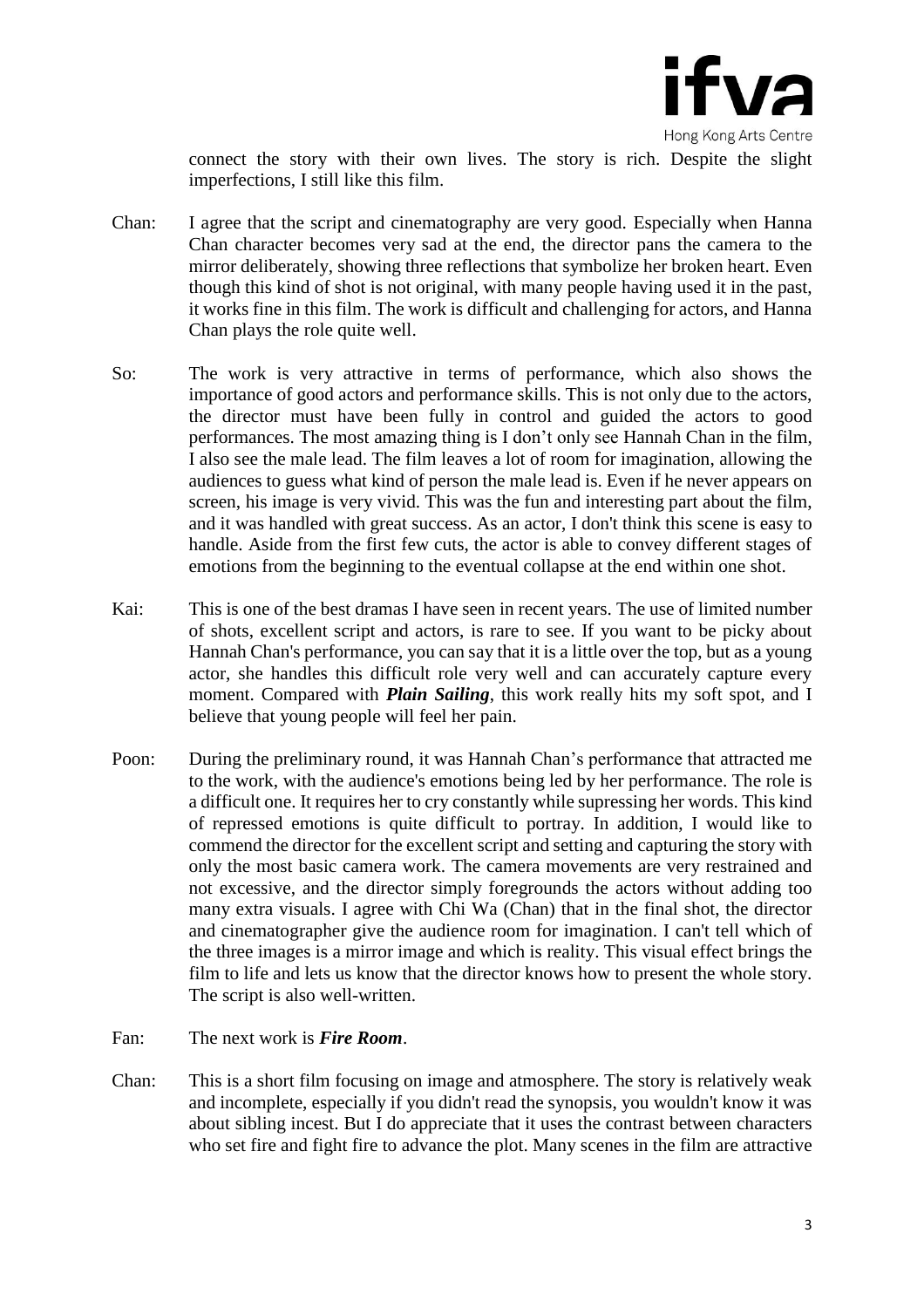connect the story with their own lives. The story is rich. Despite the slight imperfections, I still like this film.

Chan: I agree that the script and cinematography are very good. Especially when Hanna Chan character becomes very sad at the end, the director pans the camera to the mirror deliberately, showing three reflections that symbolize her broken heart. Even though this kind of shot is not original, with many people having used it in the past, it works fine in this film. The work is difficult and challenging for actors, and Hanna Chan plays the role quite well.

So: The work is very attractive in terms of performance, which also shows the importance of good actors and performance skills. This is not only due to the actors, the director must have been fully in control and guided the actors to good performances. The most amazing thing is I don't only see Hannah Chan in the film, I also see the male lead. The film leaves a lot of room for imagination, allowing the audiences to guess what kind of person the male lead is. Even if he never appears on screen, his image is very vivid. This was the fun and interesting part about the film, and it was handled with great success. As an actor, I don't think this scene is easy to handle. Aside from the first few cuts, the actor is able to convey different stages of emotions from the beginning to the eventual collapse at the end within one shot.

Kai: This is one of the best dramas I have seen in recent years. The use of limited number of shots, excellent script and actors, is rare to see. If you want to be picky about Hannah Chan's performance, you can say that it is a little over the top, but as a young actor, she handles this difficult role very well and can accurately capture every moment. Compared with ***Plain Sailing***, this work really hits my soft spot, and I believe that young people will feel her pain.

Poon: During the preliminary round, it was Hannah Chan's performance that attracted me to the work, with the audience's emotions being led by her performance. The role is a difficult one. It requires her to cry constantly while supressing her words. This kind of repressed emotions is quite difficult to portray. In addition, I would like to commend the director for the excellent script and setting and capturing the story with only the most basic camera work. The camera movements are very restrained and not excessive, and the director simply foregrounds the actors without adding too many extra visuals. I agree with Chi Wa (Chan) that in the final shot, the director and cinematographer give the audience room for imagination. I can't tell which of the three images is a mirror image and which is reality. This visual effect brings the film to life and lets us know that the director knows how to present the whole story. The script is also well-written.

Fan: The next work is ***Fire Room***.

Chan: This is a short film focusing on image and atmosphere. The story is relatively weak and incomplete, especially if you didn't read the synopsis, you wouldn't know it was about sibling incest. But I do appreciate that it uses the contrast between characters who set fire and fight fire to advance the plot. Many scenes in the film are attractive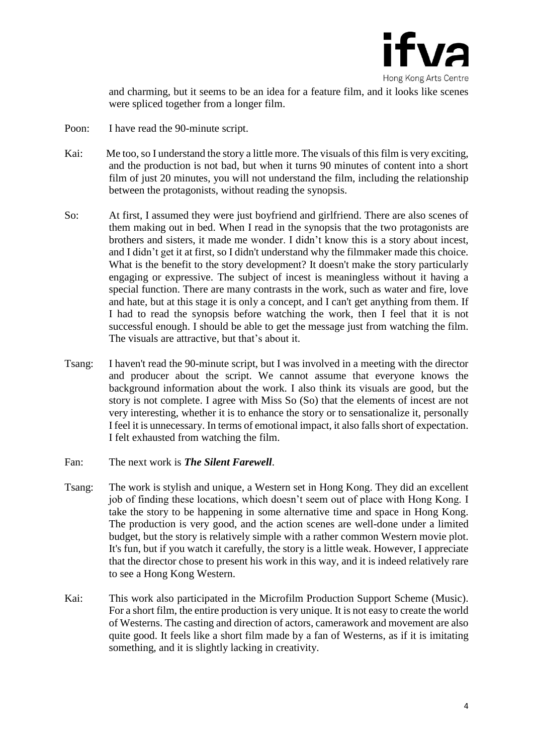and charming, but it seems to be an idea for a feature film, and it looks like scenes were spliced together from a longer film.

Poon: I have read the 90-minute script.

Kai: Me too, so I understand the story a little more. The visuals of this film is very exciting, and the production is not bad, but when it turns 90 minutes of content into a short film of just 20 minutes, you will not understand the film, including the relationship between the protagonists, without reading the synopsis.

So: At first, I assumed they were just boyfriend and girlfriend. There are also scenes of them making out in bed. When I read in the synopsis that the two protagonists are brothers and sisters, it made me wonder. I didn't know this is a story about incest, and I didn't get it at first, so I didn't understand why the filmmaker made this choice. What is the benefit to the story development? It doesn't make the story particularly engaging or expressive. The subject of incest is meaningless without it having a special function. There are many contrasts in the work, such as water and fire, love and hate, but at this stage it is only a concept, and I can't get anything from them. If I had to read the synopsis before watching the work, then I feel that it is not successful enough. I should be able to get the message just from watching the film. The visuals are attractive, but that's about it.

Tsang: I haven't read the 90-minute script, but I was involved in a meeting with the director and producer about the script. We cannot assume that everyone knows the background information about the work. I also think its visuals are good, but the story is not complete. I agree with Miss So (So) that the elements of incest are not very interesting, whether it is to enhance the story or to sensationalize it, personally I feel it is unnecessary. In terms of emotional impact, it also falls short of expectation. I felt exhausted from watching the film.

Fan: The next work is ***The Silent Farewell***.

Tsang: The work is stylish and unique, a Western set in Hong Kong. They did an excellent job of finding these locations, which doesn't seem out of place with Hong Kong. I take the story to be happening in some alternative time and space in Hong Kong. The production is very good, and the action scenes are well-done under a limited budget, but the story is relatively simple with a rather common Western movie plot. It's fun, but if you watch it carefully, the story is a little weak. However, I appreciate that the director chose to present his work in this way, and it is indeed relatively rare to see a Hong Kong Western.

Kai: This work also participated in the Microfilm Production Support Scheme (Music). For a short film, the entire production is very unique. It is not easy to create the world of Westerns. The casting and direction of actors, camerawork and movement are also quite good. It feels like a short film made by a fan of Westerns, as if it is imitating something, and it is slightly lacking in creativity.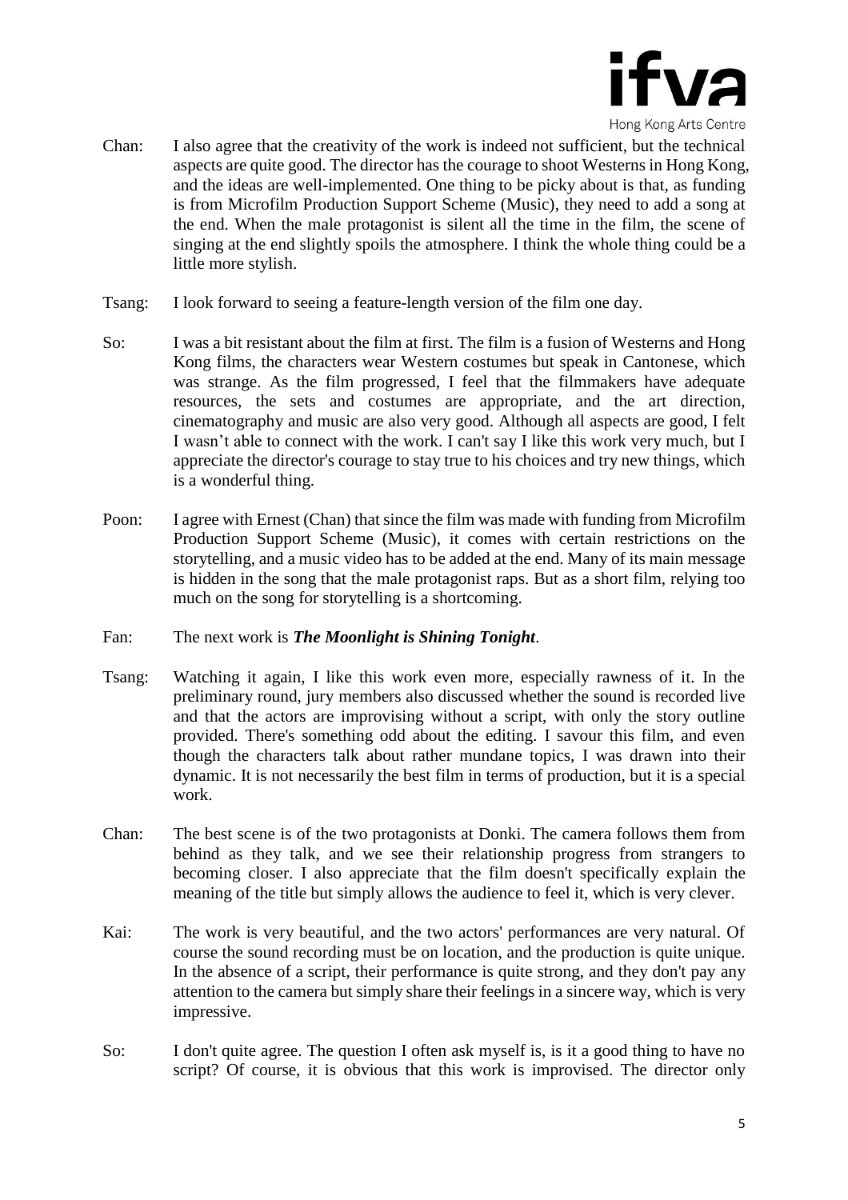Chan: I also agree that the creativity of the work is indeed not sufficient, but the technical aspects are quite good. The director has the courage to shoot Westerns in Hong Kong, and the ideas are well-implemented. One thing to be picky about is that, as funding is from Microfilm Production Support Scheme (Music), they need to add a song at the end. When the male protagonist is silent all the time in the film, the scene of singing at the end slightly spoils the atmosphere. I think the whole thing could be a little more stylish.

Tsang: I look forward to seeing a feature-length version of the film one day.

So: I was a bit resistant about the film at first. The film is a fusion of Westerns and Hong Kong films, the characters wear Western costumes but speak in Cantonese, which was strange. As the film progressed, I feel that the filmmakers have adequate resources, the sets and costumes are appropriate, and the art direction, cinematography and music are also very good. Although all aspects are good, I felt I wasn't able to connect with the work. I can't say I like this work very much, but I appreciate the director's courage to stay true to his choices and try new things, which is a wonderful thing.

Poon: I agree with Ernest (Chan) that since the film was made with funding from Microfilm Production Support Scheme (Music), it comes with certain restrictions on the storytelling, and a music video has to be added at the end. Many of its main message is hidden in the song that the male protagonist raps. But as a short film, relying too much on the song for storytelling is a shortcoming.

Fan: The next work is ***The Moonlight is Shining Tonight***.

Tsang: Watching it again, I like this work even more, especially rawness of it. In the preliminary round, jury members also discussed whether the sound is recorded live and that the actors are improvising without a script, with only the story outline provided. There's something odd about the editing. I savour this film, and even though the characters talk about rather mundane topics, I was drawn into their dynamic. It is not necessarily the best film in terms of production, but it is a special work.

Chan: The best scene is of the two protagonists at Donki. The camera follows them from behind as they talk, and we see their relationship progress from strangers to becoming closer. I also appreciate that the film doesn't specifically explain the meaning of the title but simply allows the audience to feel it, which is very clever.

Kai: The work is very beautiful, and the two actors' performances are very natural. Of course the sound recording must be on location, and the production is quite unique. In the absence of a script, their performance is quite strong, and they don't pay any attention to the camera but simply share their feelings in a sincere way, which is very impressive.

So: I don't quite agree. The question I often ask myself is, is it a good thing to have no script? Of course, it is obvious that this work is improvised. The director only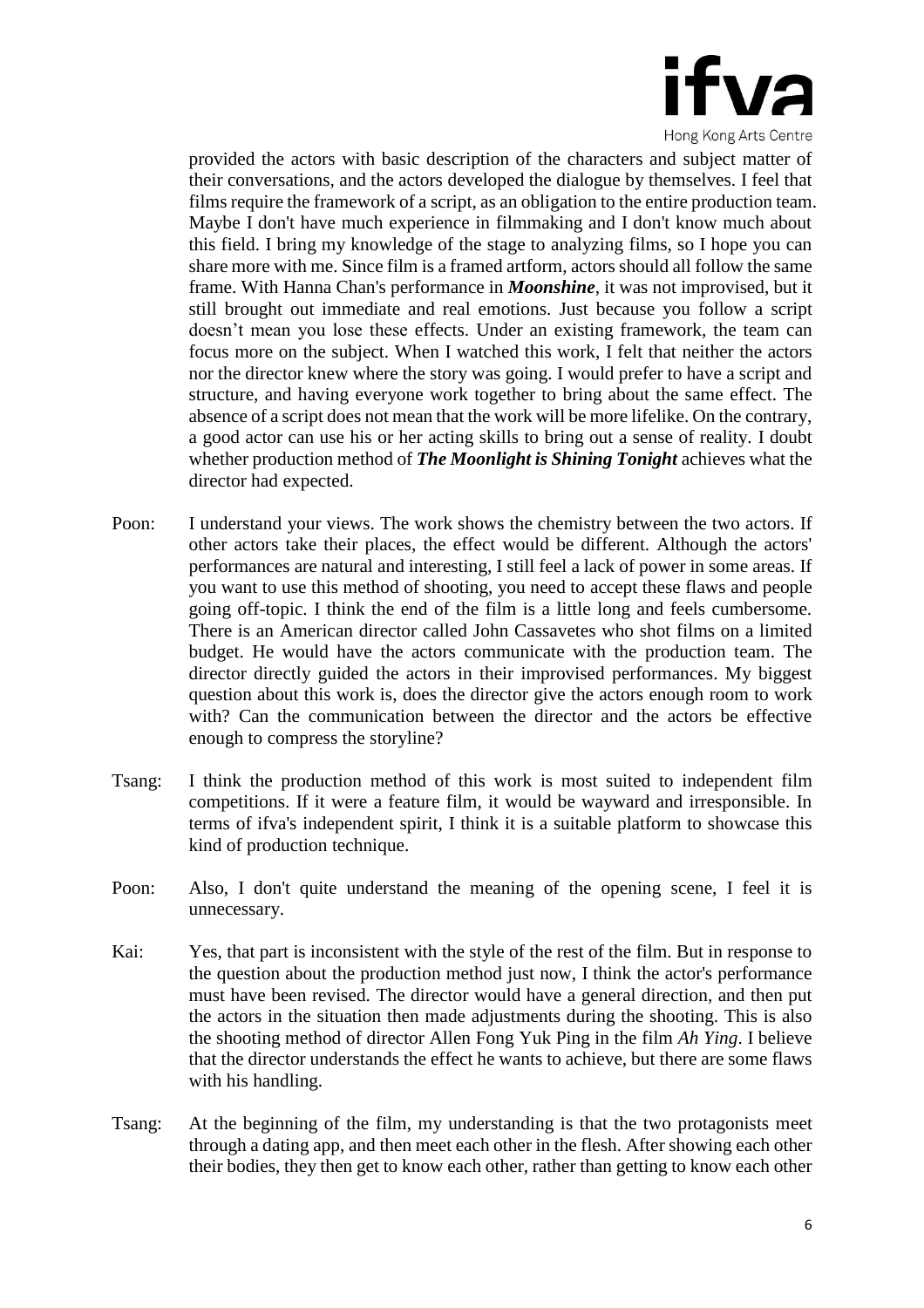provided the actors with basic description of the characters and subject matter of their conversations, and the actors developed the dialogue by themselves. I feel that films require the framework of a script, as an obligation to the entire production team. Maybe I don't have much experience in filmmaking and I don't know much about this field. I bring my knowledge of the stage to analyzing films, so I hope you can share more with me. Since film is a framed artform, actors should all follow the same frame. With Hanna Chan's performance in ***Moonshine***, it was not improvised, but it still brought out immediate and real emotions. Just because you follow a script doesn't mean you lose these effects. Under an existing framework, the team can focus more on the subject. When I watched this work, I felt that neither the actors nor the director knew where the story was going. I would prefer to have a script and structure, and having everyone work together to bring about the same effect. The absence of a script does not mean that the work will be more lifelike. On the contrary, a good actor can use his or her acting skills to bring out a sense of reality. I doubt whether production method of ***The Moonlight is Shining Tonight*** achieves what the director had expected.

Poon: I understand your views. The work shows the chemistry between the two actors. If other actors take their places, the effect would be different. Although the actors' performances are natural and interesting, I still feel a lack of power in some areas. If you want to use this method of shooting, you need to accept these flaws and people going off-topic. I think the end of the film is a little long and feels cumbersome. There is an American director called John Cassavetes who shot films on a limited budget. He would have the actors communicate with the production team. The director directly guided the actors in their improvised performances. My biggest question about this work is, does the director give the actors enough room to work with? Can the communication between the director and the actors be effective enough to compress the storyline?

Tsang: I think the production method of this work is most suited to independent film competitions. If it were a feature film, it would be wayward and irresponsible. In terms of ifva's independent spirit, I think it is a suitable platform to showcase this kind of production technique.

Poon: Also, I don't quite understand the meaning of the opening scene, I feel it is unnecessary.

Kai: Yes, that part is inconsistent with the style of the rest of the film. But in response to the question about the production method just now, I think the actor's performance must have been revised. The director would have a general direction, and then put the actors in the situation then made adjustments during the shooting. This is also the shooting method of director Allen Fong Yuk Ping in the film *Ah Ying*. I believe that the director understands the effect he wants to achieve, but there are some flaws with his handling.

Tsang: At the beginning of the film, my understanding is that the two protagonists meet through a dating app, and then meet each other in the flesh. After showing each other their bodies, they then get to know each other, rather than getting to know each other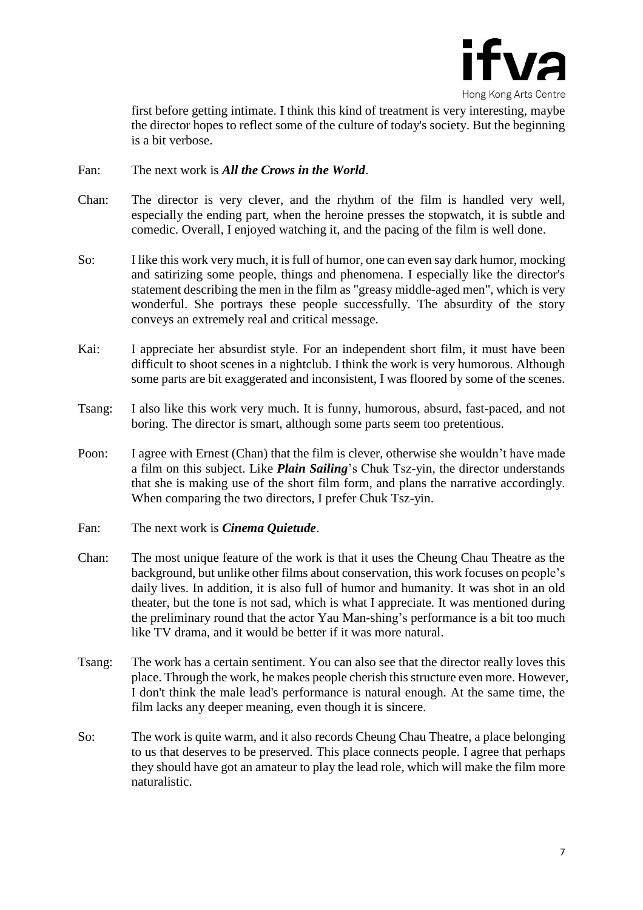first before getting intimate. I think this kind of treatment is very interesting, maybe the director hopes to reflect some of the culture of today's society. But the beginning is a bit verbose.

Fan: The next work is ***All the Crows in the World***.

Chan: The director is very clever, and the rhythm of the film is handled very well, especially the ending part, when the heroine presses the stopwatch, it is subtle and comedic. Overall, I enjoyed watching it, and the pacing of the film is well done.

So: I like this work very much, it is full of humor, one can even say dark humor, mocking and satirizing some people, things and phenomena. I especially like the director's statement describing the men in the film as "greasy middle-aged men", which is very wonderful. She portrays these people successfully. The absurdity of the story conveys an extremely real and critical message.

Kai: I appreciate her absurdist style. For an independent short film, it must have been difficult to shoot scenes in a nightclub. I think the work is very humorous. Although some parts are bit exaggerated and inconsistent, I was floored by some of the scenes.

Tsang: I also like this work very much. It is funny, humorous, absurd, fast-paced, and not boring. The director is smart, although some parts seem too pretentious.

Poon: I agree with Ernest (Chan) that the film is clever, otherwise she wouldn't have made a film on this subject. Like ***Plain Sailing***'s Chuk Tsz-yin, the director understands that she is making use of the short film form, and plans the narrative accordingly. When comparing the two directors, I prefer Chuk Tsz-yin.

Fan: The next work is ***Cinema Quietude***.

Chan: The most unique feature of the work is that it uses the Cheung Chau Theatre as the background, but unlike other films about conservation, this work focuses on people's daily lives. In addition, it is also full of humor and humanity. It was shot in an old theater, but the tone is not sad, which is what I appreciate. It was mentioned during the preliminary round that the actor Yau Man-shing's performance is a bit too much like TV drama, and it would be better if it was more natural.

Tsang: The work has a certain sentiment. You can also see that the director really loves this place. Through the work, he makes people cherish this structure even more. However, I don't think the male lead's performance is natural enough. At the same time, the film lacks any deeper meaning, even though it is sincere.

So: The work is quite warm, and it also records Cheung Chau Theatre, a place belonging to us that deserves to be preserved. This place connects people. I agree that perhaps they should have got an amateur to play the lead role, which will make the film more naturalistic.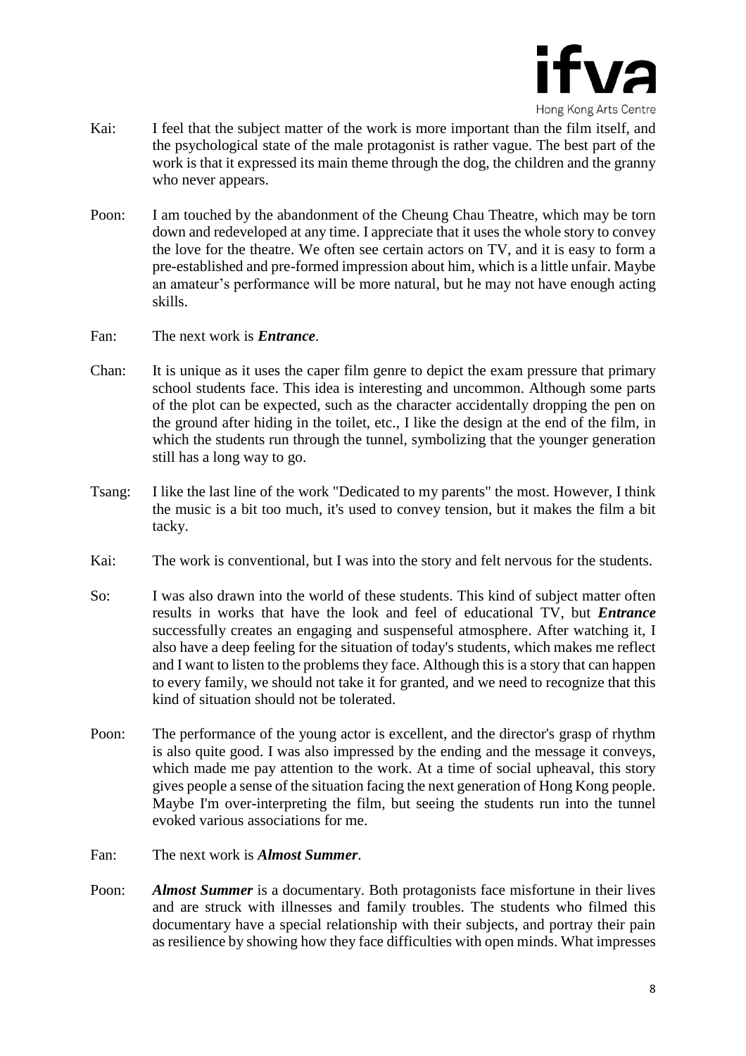Kai: I feel that the subject matter of the work is more important than the film itself, and the psychological state of the male protagonist is rather vague. The best part of the work is that it expressed its main theme through the dog, the children and the granny who never appears.

Poon: I am touched by the abandonment of the Cheung Chau Theatre, which may be torn down and redeveloped at any time. I appreciate that it uses the whole story to convey the love for the theatre. We often see certain actors on TV, and it is easy to form a pre-established and pre-formed impression about him, which is a little unfair. Maybe an amateur's performance will be more natural, but he may not have enough acting skills.

Fan: The next work is ***Entrance***.

Chan: It is unique as it uses the caper film genre to depict the exam pressure that primary school students face. This idea is interesting and uncommon. Although some parts of the plot can be expected, such as the character accidentally dropping the pen on the ground after hiding in the toilet, etc., I like the design at the end of the film, in which the students run through the tunnel, symbolizing that the younger generation still has a long way to go.

Tsang: I like the last line of the work "Dedicated to my parents" the most. However, I think the music is a bit too much, it's used to convey tension, but it makes the film a bit tacky.

Kai: The work is conventional, but I was into the story and felt nervous for the students.

So: I was also drawn into the world of these students. This kind of subject matter often results in works that have the look and feel of educational TV, but ***Entrance*** successfully creates an engaging and suspenseful atmosphere. After watching it, I also have a deep feeling for the situation of today's students, which makes me reflect and I want to listen to the problems they face. Although this is a story that can happen to every family, we should not take it for granted, and we need to recognize that this kind of situation should not be tolerated.

Poon: The performance of the young actor is excellent, and the director's grasp of rhythm is also quite good. I was also impressed by the ending and the message it conveys, which made me pay attention to the work. At a time of social upheaval, this story gives people a sense of the situation facing the next generation of Hong Kong people. Maybe I'm over-interpreting the film, but seeing the students run into the tunnel evoked various associations for me.

Fan: The next work is ***Almost Summer***.

Poon: ***Almost Summer*** is a documentary. Both protagonists face misfortune in their lives and are struck with illnesses and family troubles. The students who filmed this documentary have a special relationship with their subjects, and portray their pain as resilience by showing how they face difficulties with open minds. What impresses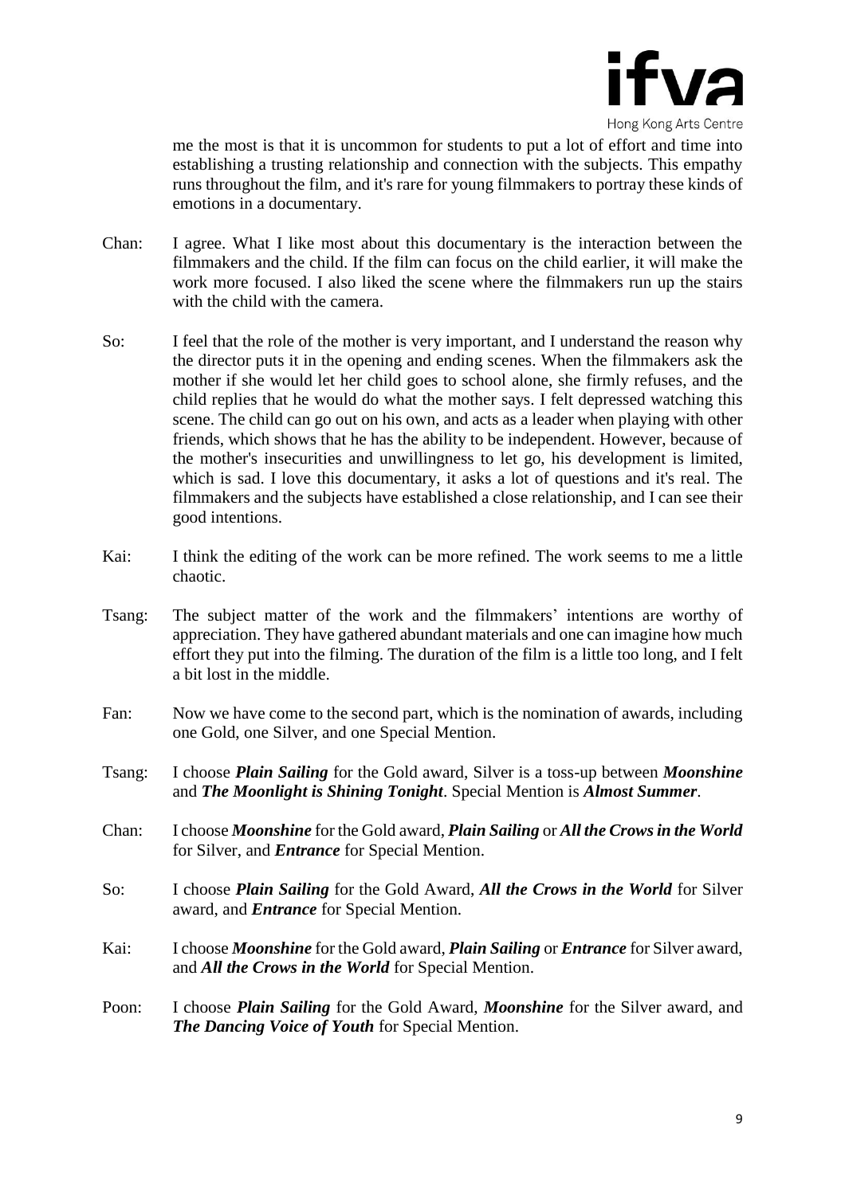me the most is that it is uncommon for students to put a lot of effort and time into establishing a trusting relationship and connection with the subjects. This empathy runs throughout the film, and it's rare for young filmmakers to portray these kinds of emotions in a documentary.

Chan: I agree. What I like most about this documentary is the interaction between the filmmakers and the child. If the film can focus on the child earlier, it will make the work more focused. I also liked the scene where the filmmakers run up the stairs with the child with the camera.

So: I feel that the role of the mother is very important, and I understand the reason why the director puts it in the opening and ending scenes. When the filmmakers ask the mother if she would let her child goes to school alone, she firmly refuses, and the child replies that he would do what the mother says. I felt depressed watching this scene. The child can go out on his own, and acts as a leader when playing with other friends, which shows that he has the ability to be independent. However, because of the mother's insecurities and unwillingness to let go, his development is limited, which is sad. I love this documentary, it asks a lot of questions and it's real. The filmmakers and the subjects have established a close relationship, and I can see their good intentions.

Kai: I think the editing of the work can be more refined. The work seems to me a little chaotic.

Tsang: The subject matter of the work and the filmmakers' intentions are worthy of appreciation. They have gathered abundant materials and one can imagine how much effort they put into the filming. The duration of the film is a little too long, and I felt a bit lost in the middle.

Fan: Now we have come to the second part, which is the nomination of awards, including one Gold, one Silver, and one Special Mention.

Tsang: I choose ***Plain Sailing*** for the Gold award, Silver is a toss-up between ***Moonshine*** and ***The Moonlight is Shining Tonight***. Special Mention is ***Almost Summer***.

Chan: I choose ***Moonshine*** for the Gold award, ***Plain Sailing*** or ***All the Crows in the World*** for Silver, and ***Entrance*** for Special Mention.

So: I choose ***Plain Sailing*** for the Gold Award, ***All the Crows in the World*** for Silver award, and ***Entrance*** for Special Mention.

Kai: I choose ***Moonshine*** for the Gold award, ***Plain Sailing*** or ***Entrance*** for Silver award, and ***All the Crows in the World*** for Special Mention.

Poon: I choose ***Plain Sailing*** for the Gold Award, ***Moonshine*** for the Silver award, and ***The Dancing Voice of Youth*** for Special Mention.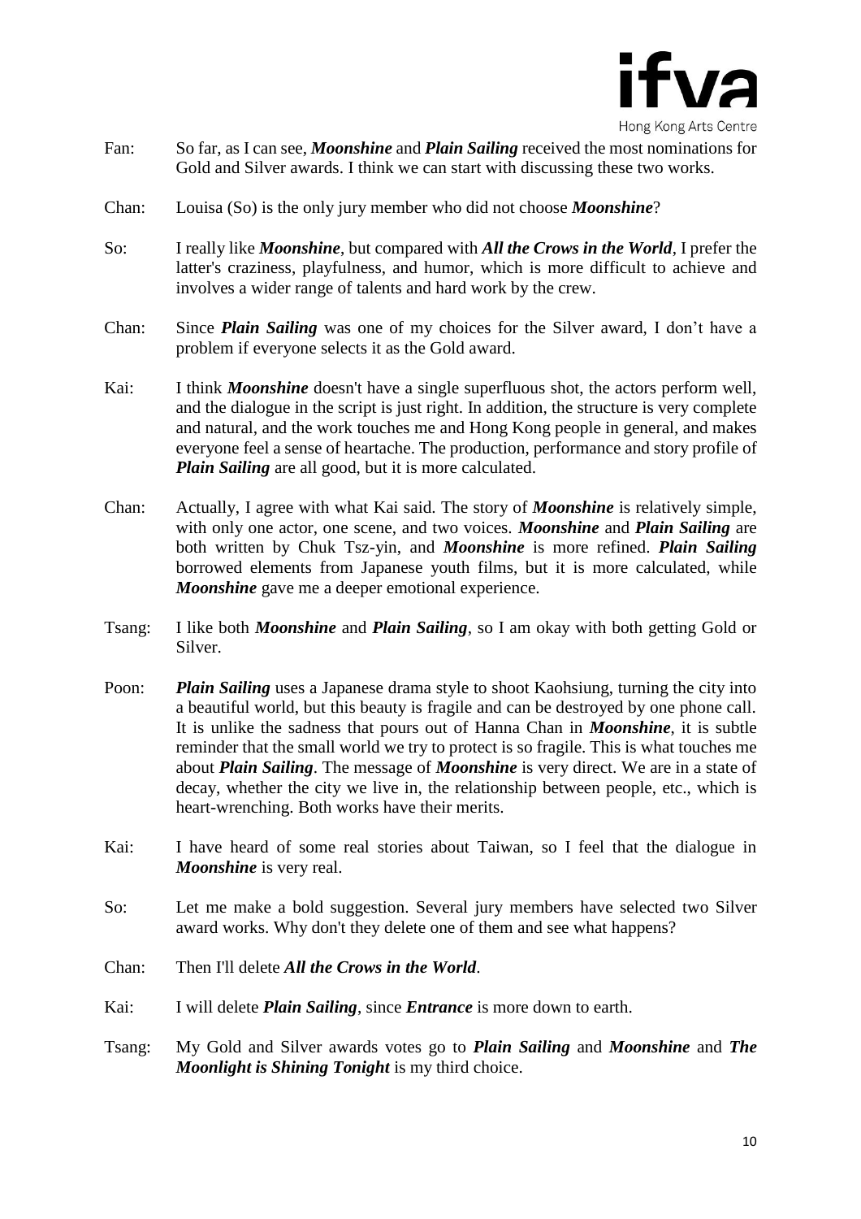Fan: So far, as I can see, ***Moonshine*** and ***Plain Sailing*** received the most nominations for Gold and Silver awards. I think we can start with discussing these two works.

Chan: Louisa (So) is the only jury member who did not choose ***Moonshine***?

So: I really like ***Moonshine***, but compared with ***All the Crows in the World***, I prefer the latter's craziness, playfulness, and humor, which is more difficult to achieve and involves a wider range of talents and hard work by the crew.

Chan: Since ***Plain Sailing*** was one of my choices for the Silver award, I don't have a problem if everyone selects it as the Gold award.

Kai: I think ***Moonshine*** doesn't have a single superfluous shot, the actors perform well, and the dialogue in the script is just right. In addition, the structure is very complete and natural, and the work touches me and Hong Kong people in general, and makes everyone feel a sense of heartache. The production, performance and story profile of ***Plain Sailing*** are all good, but it is more calculated.

Chan: Actually, I agree with what Kai said. The story of ***Moonshine*** is relatively simple, with only one actor, one scene, and two voices. ***Moonshine*** and ***Plain Sailing*** are both written by Chuk Tsz-yin, and ***Moonshine*** is more refined. ***Plain Sailing*** borrowed elements from Japanese youth films, but it is more calculated, while ***Moonshine*** gave me a deeper emotional experience.

Tsang: I like both ***Moonshine*** and ***Plain Sailing***, so I am okay with both getting Gold or Silver.

Poon: ***Plain Sailing*** uses a Japanese drama style to shoot Kaohsiung, turning the city into a beautiful world, but this beauty is fragile and can be destroyed by one phone call. It is unlike the sadness that pours out of Hanna Chan in ***Moonshine***, it is subtle reminder that the small world we try to protect is so fragile. This is what touches me about ***Plain Sailing***. The message of ***Moonshine*** is very direct. We are in a state of decay, whether the city we live in, the relationship between people, etc., which is heart-wrenching. Both works have their merits.

Kai: I have heard of some real stories about Taiwan, so I feel that the dialogue in ***Moonshine*** is very real.

So: Let me make a bold suggestion. Several jury members have selected two Silver award works. Why don't they delete one of them and see what happens?

Chan: Then I'll delete ***All the Crows in the World***.

Kai: I will delete ***Plain Sailing***, since ***Entrance*** is more down to earth.

Tsang: My Gold and Silver awards votes go to ***Plain Sailing*** and ***Moonshine*** and ***The Moonlight is Shining Tonight*** is my third choice.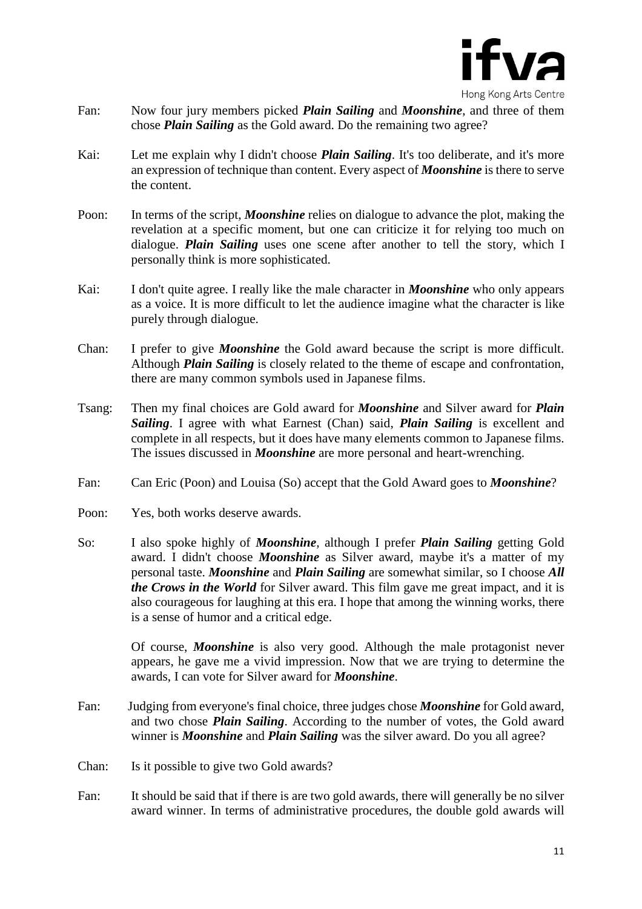Fan: Now four jury members picked ***Plain Sailing*** and ***Moonshine***, and three of them chose ***Plain Sailing*** as the Gold award. Do the remaining two agree?

Kai: Let me explain why I didn't choose ***Plain Sailing***. It's too deliberate, and it's more an expression of technique than content. Every aspect of ***Moonshine*** is there to serve the content.

Poon: In terms of the script, ***Moonshine*** relies on dialogue to advance the plot, making the revelation at a specific moment, but one can criticize it for relying too much on dialogue. ***Plain Sailing*** uses one scene after another to tell the story, which I personally think is more sophisticated.

Kai: I don't quite agree. I really like the male character in ***Moonshine*** who only appears as a voice. It is more difficult to let the audience imagine what the character is like purely through dialogue.

Chan: I prefer to give ***Moonshine*** the Gold award because the script is more difficult. Although ***Plain Sailing*** is closely related to the theme of escape and confrontation, there are many common symbols used in Japanese films.

Tsang: Then my final choices are Gold award for ***Moonshine*** and Silver award for ***Plain Sailing***. I agree with what Earnest (Chan) said, ***Plain Sailing*** is excellent and complete in all respects, but it does have many elements common to Japanese films. The issues discussed in ***Moonshine*** are more personal and heart-wrenching.

Fan: Can Eric (Poon) and Louisa (So) accept that the Gold Award goes to ***Moonshine***?

Poon: Yes, both works deserve awards.

So: I also spoke highly of ***Moonshine***, although I prefer ***Plain Sailing*** getting Gold award. I didn't choose ***Moonshine*** as Silver award, maybe it's a matter of my personal taste. ***Moonshine*** and ***Plain Sailing*** are somewhat similar, so I choose ***All the Crows in the World*** for Silver award. This film gave me great impact, and it is also courageous for laughing at this era. I hope that among the winning works, there is a sense of humor and a critical edge.

Of course, ***Moonshine*** is also very good. Although the male protagonist never appears, he gave me a vivid impression. Now that we are trying to determine the awards, I can vote for Silver award for ***Moonshine***.

Fan: Judging from everyone's final choice, three judges chose ***Moonshine*** for Gold award, and two chose ***Plain Sailing***. According to the number of votes, the Gold award winner is ***Moonshine*** and ***Plain Sailing*** was the silver award. Do you all agree?

Chan: Is it possible to give two Gold awards?

Fan: It should be said that if there is are two gold awards, there will generally be no silver award winner. In terms of administrative procedures, the double gold awards will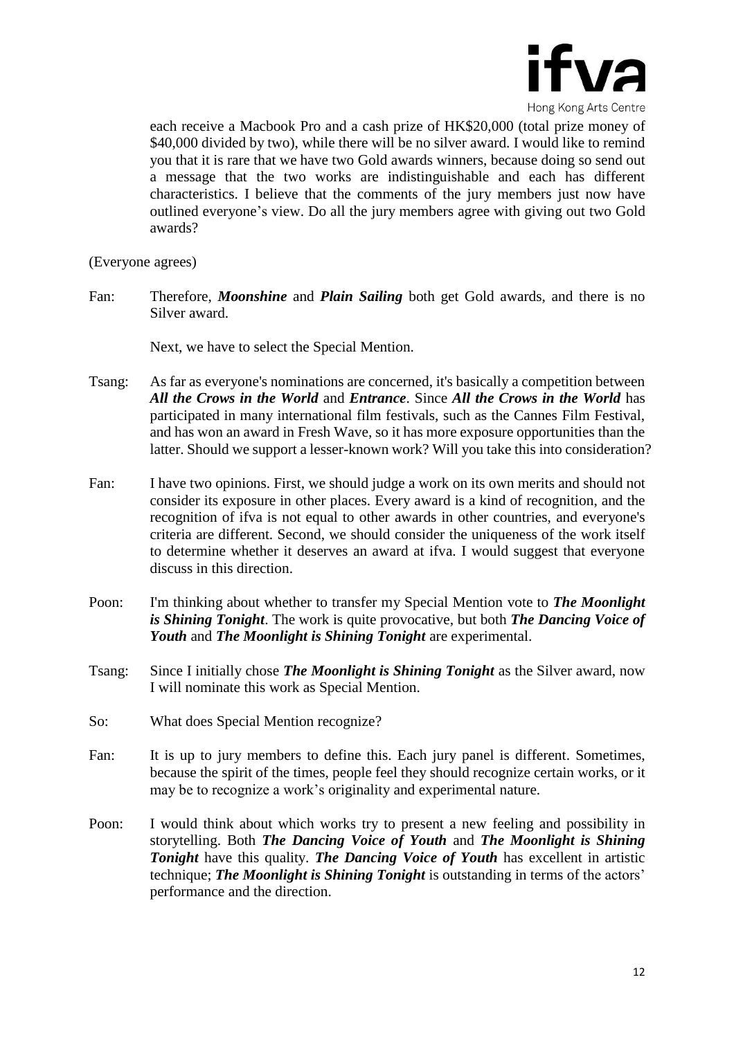each receive a Macbook Pro and a cash prize of HK$20,000 (total prize money of $40,000 divided by two), while there will be no silver award. I would like to remind you that it is rare that we have two Gold awards winners, because doing so send out a message that the two works are indistinguishable and each has different characteristics. I believe that the comments of the jury members just now have outlined everyone's view. Do all the jury members agree with giving out two Gold awards?

(Everyone agrees)

Fan: Therefore, ***Moonshine*** and ***Plain Sailing*** both get Gold awards, and there is no Silver award.

Next, we have to select the Special Mention.

Tsang: As far as everyone's nominations are concerned, it's basically a competition between ***All the Crows in the World*** and ***Entrance***. Since ***All the Crows in the World*** has participated in many international film festivals, such as the Cannes Film Festival, and has won an award in Fresh Wave, so it has more exposure opportunities than the latter. Should we support a lesser-known work? Will you take this into consideration?

Fan: I have two opinions. First, we should judge a work on its own merits and should not consider its exposure in other places. Every award is a kind of recognition, and the recognition of ifva is not equal to other awards in other countries, and everyone's criteria are different. Second, we should consider the uniqueness of the work itself to determine whether it deserves an award at ifva. I would suggest that everyone discuss in this direction.

Poon: I'm thinking about whether to transfer my Special Mention vote to ***The Moonlight is Shining Tonight***. The work is quite provocative, but both ***The Dancing Voice of Youth*** and ***The Moonlight is Shining Tonight*** are experimental.

Tsang: Since I initially chose ***The Moonlight is Shining Tonight*** as the Silver award, now I will nominate this work as Special Mention.

So: What does Special Mention recognize?

Fan: It is up to jury members to define this. Each jury panel is different. Sometimes, because the spirit of the times, people feel they should recognize certain works, or it may be to recognize a work's originality and experimental nature.

Poon: I would think about which works try to present a new feeling and possibility in storytelling. Both ***The Dancing Voice of Youth*** and ***The Moonlight is Shining Tonight*** have this quality. ***The Dancing Voice of Youth*** has excellent in artistic technique; ***The Moonlight is Shining Tonight*** is outstanding in terms of the actors' performance and the direction.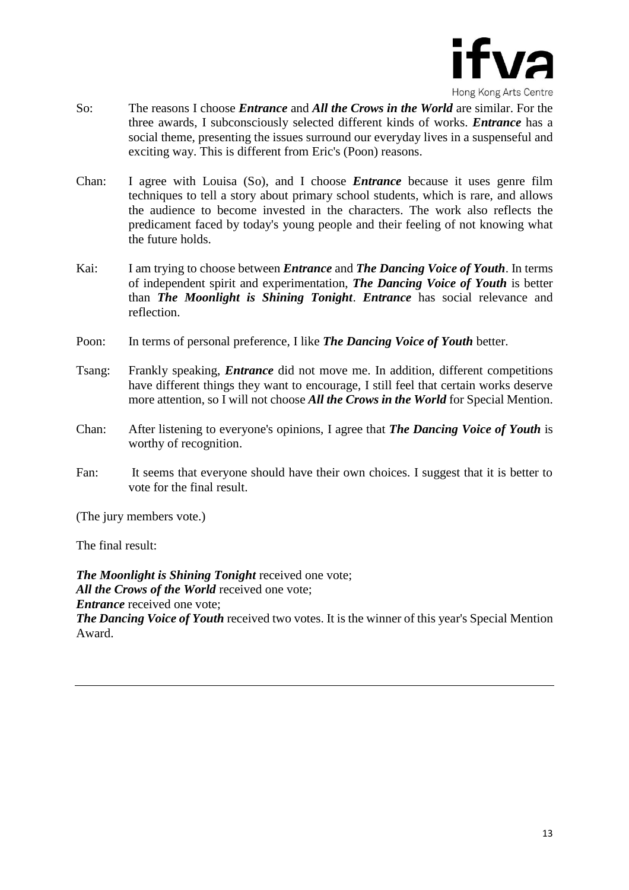So: The reasons I choose ***Entrance*** and ***All the Crows in the World*** are similar. For the three awards, I subconsciously selected different kinds of works. ***Entrance*** has a social theme, presenting the issues surround our everyday lives in a suspenseful and exciting way. This is different from Eric's (Poon) reasons.

Chan: I agree with Louisa (So), and I choose ***Entrance*** because it uses genre film techniques to tell a story about primary school students, which is rare, and allows the audience to become invested in the characters. The work also reflects the predicament faced by today's young people and their feeling of not knowing what the future holds.

Kai: I am trying to choose between ***Entrance*** and ***The Dancing Voice of Youth***. In terms of independent spirit and experimentation, ***The Dancing Voice of Youth*** is better than ***The Moonlight is Shining Tonight***. ***Entrance*** has social relevance and reflection.

Poon: In terms of personal preference, I like ***The Dancing Voice of Youth*** better.

Tsang: Frankly speaking, ***Entrance*** did not move me. In addition, different competitions have different things they want to encourage, I still feel that certain works deserve more attention, so I will not choose ***All the Crows in the World*** for Special Mention.

Chan: After listening to everyone's opinions, I agree that ***The Dancing Voice of Youth*** is worthy of recognition.

Fan: It seems that everyone should have their own choices. I suggest that it is better to vote for the final result.

(The jury members vote.)

The final result:

***The Moonlight is Shining Tonight*** received one vote;
***All the Crows of the World*** received one vote;
***Entrance*** received one vote;
***The Dancing Voice of Youth*** received two votes. It is the winner of this year's Special Mention Award.

---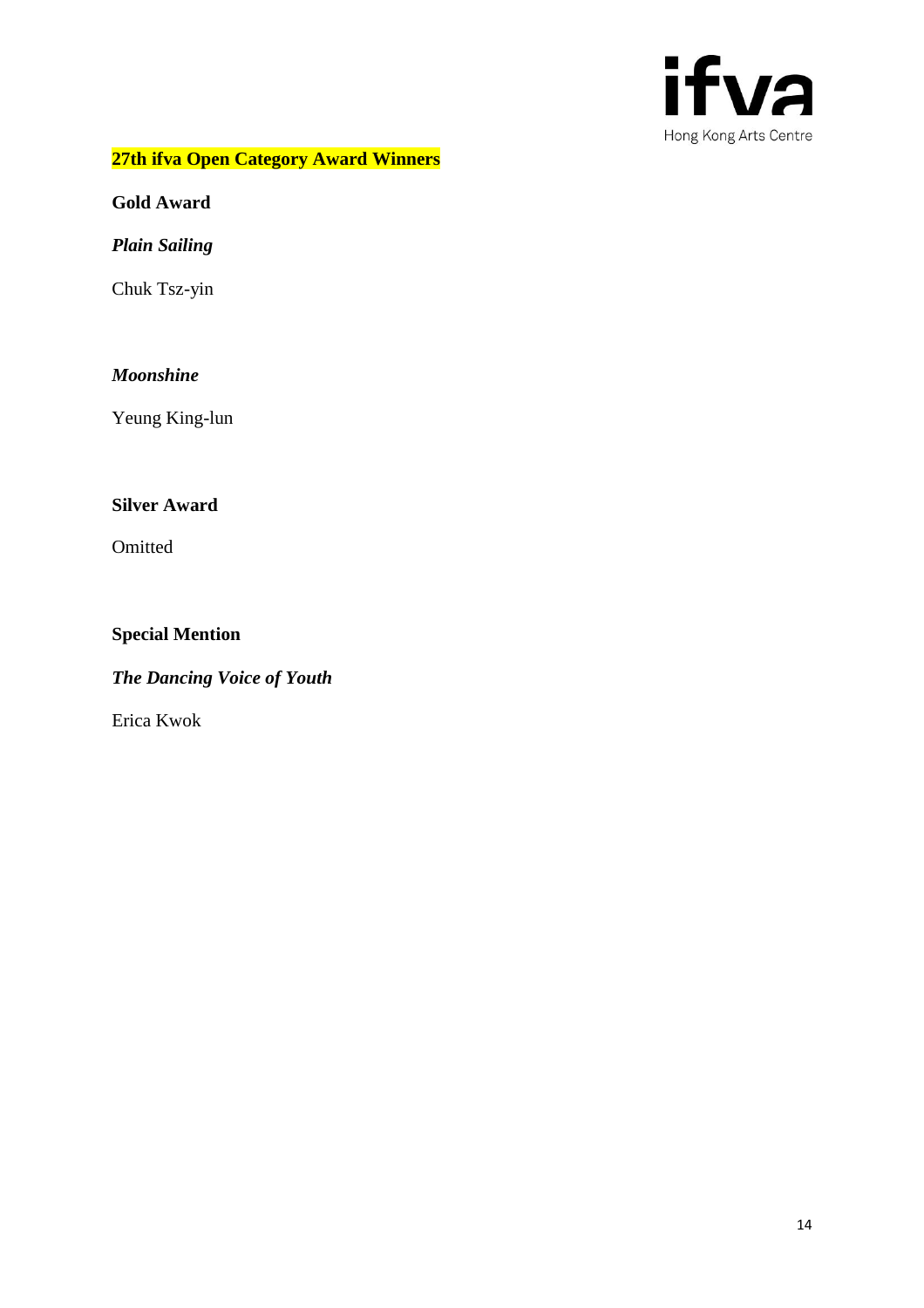**27th ifva Open Category Award Winners**

**Gold Award**

***Plain Sailing***

Chuk Tsz-yin

***Moonshine***

Yeung King-lun

**Silver Award**

Omitted

**Special Mention**

***The Dancing Voice of Youth***

Erica Kwok